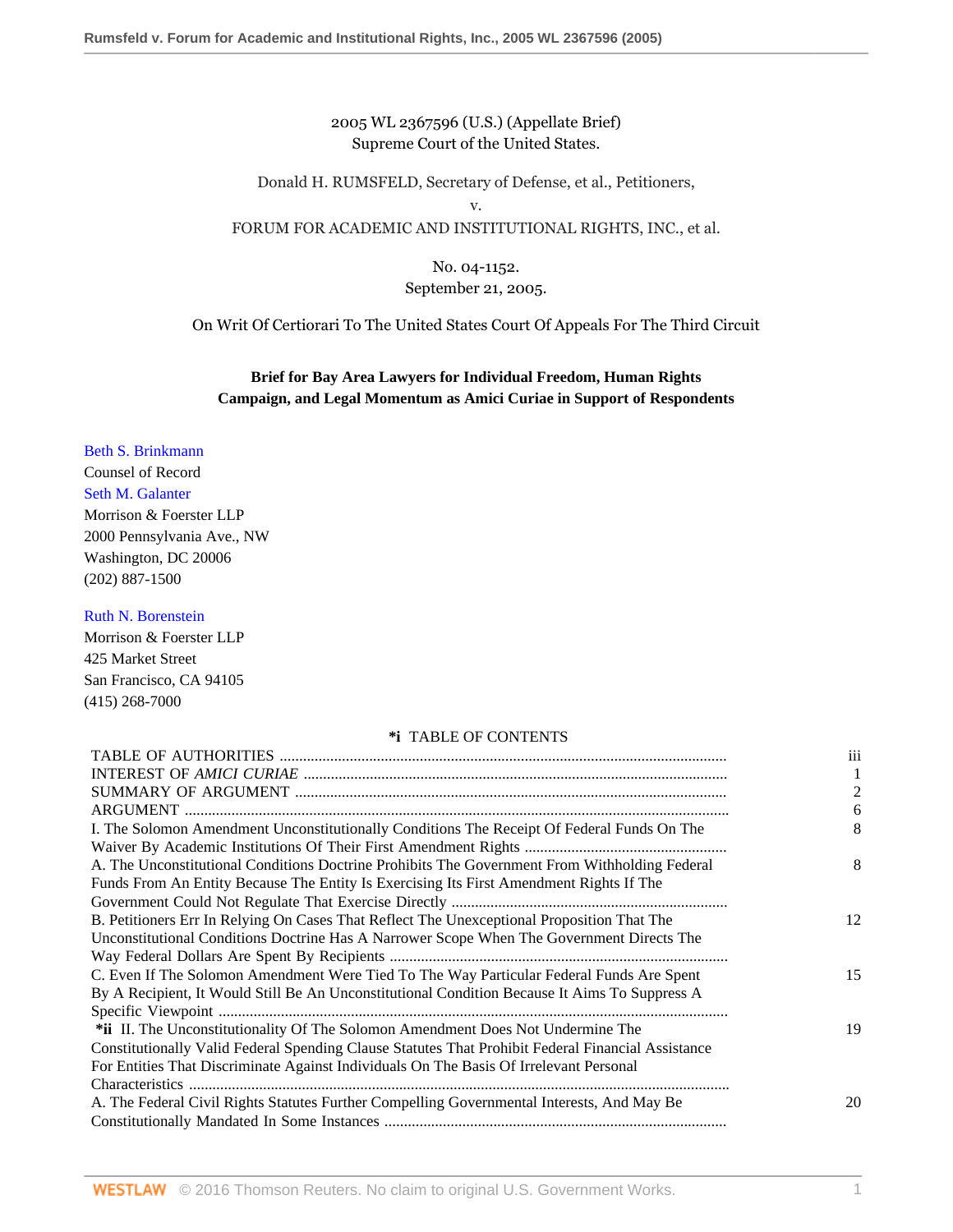2005 WL 2367596 (U.S.) (Appellate Brief)
Supreme Court of the United States.

Donald H. RUMSFELD, Secretary of Defense, et al., Petitioners,
v.
FORUM FOR ACADEMIC AND INSTITUTIONAL RIGHTS, INC., et al.

No. 04-1152.
September 21, 2005.

On Writ Of Certiorari To The United States Court Of Appeals For The Third Circuit

**Brief for Bay Area Lawyers for Individual Freedom, Human Rights Campaign, and Legal Momentum as Amici Curiae in Support of Respondents**

Beth S. Brinkmann
Counsel of Record
Seth M. Galanter
Morrison & Foerster LLP
2000 Pennsylvania Ave., NW
Washington, DC 20006
(202) 887-1500

Ruth N. Borenstein
Morrison & Foerster LLP
425 Market Street
San Francisco, CA 94105
(415) 268-7000

**\*i** TABLE OF CONTENTS

| | |
|---|---|
| TABLE OF AUTHORITIES | iii |
| INTEREST OF *AMICI CURIAE* | 1 |
| SUMMARY OF ARGUMENT | 2 |
| ARGUMENT | 6 |
| I. The Solomon Amendment Unconstitutionally Conditions The Receipt Of Federal Funds On The Waiver By Academic Institutions Of Their First Amendment Rights | 8 |
| A. The Unconstitutional Conditions Doctrine Prohibits The Government From Withholding Federal Funds From An Entity Because The Entity Is Exercising Its First Amendment Rights If The Government Could Not Regulate That Exercise Directly | 8 |
| B. Petitioners Err In Relying On Cases That Reflect The Unexceptional Proposition That The Unconstitutional Conditions Doctrine Has A Narrower Scope When The Government Directs The Way Federal Dollars Are Spent By Recipients | 12 |
| C. Even If The Solomon Amendment Were Tied To The Way Particular Federal Funds Are Spent By A Recipient, It Would Still Be An Unconstitutional Condition Because It Aims To Suppress A Specific Viewpoint | 15 |
| **\*ii** II. The Unconstitutionality Of The Solomon Amendment Does Not Undermine The Constitutionally Valid Federal Spending Clause Statutes That Prohibit Federal Financial Assistance For Entities That Discriminate Against Individuals On The Basis Of Irrelevant Personal Characteristics | 19 |
| A. The Federal Civil Rights Statutes Further Compelling Governmental Interests, And May Be Constitutionally Mandated In Some Instances | 20 |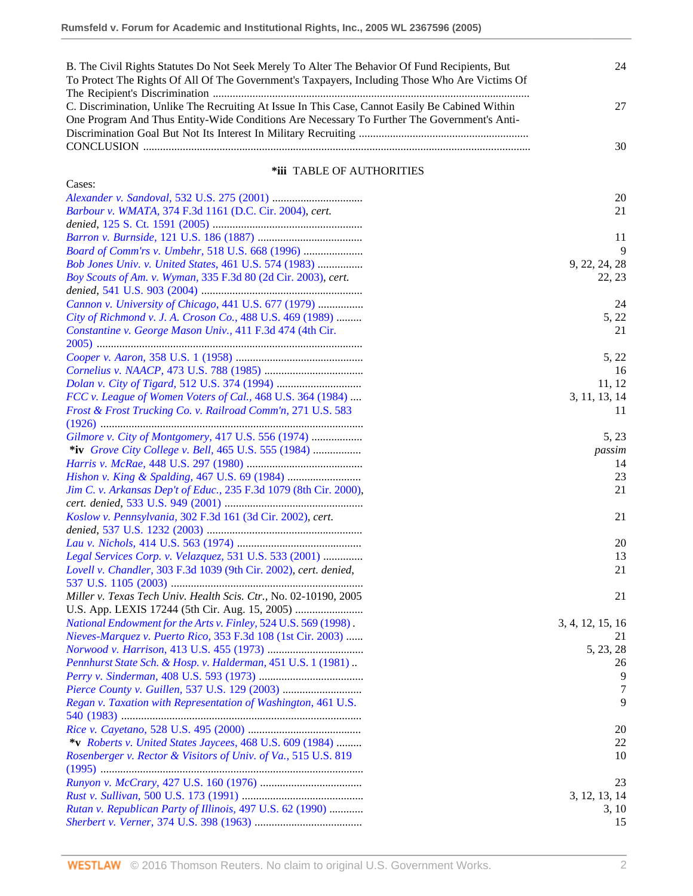B. The Civil Rights Statutes Do Not Seek Merely To Alter The Behavior Of Fund Recipients, But To Protect The Rights Of All Of The Government's Taxpayers, Including Those Who Are Victims Of The Recipient's Discrimination ..... 24

C. Discrimination, Unlike The Recruiting At Issue In This Case, Cannot Easily Be Cabined Within One Program And Thus Entity-Wide Conditions Are Necessary To Further The Government's Anti-Discrimination Goal But Not Its Interest In Military Recruiting ..... 27

CONCLUSION ..... 30

## *iii TABLE OF AUTHORITIES

Cases:

| Case | Page(s) |
|---|---|
| *Alexander v. Sandoval,* 532 U.S. 275 (2001) | 20 |
| *Barbour v. WMATA,* 374 F.3d 1161 (D.C. Cir. 2004), *cert. denied*, 125 S. Ct. 1591 (2005) | 21 |
| *Barron v. Burnside,* 121 U.S. 186 (1887) | 11 |
| *Board of Comm'rs v. Umbehr,* 518 U.S. 668 (1996) | 9 |
| *Bob Jones Univ. v. United States,* 461 U.S. 574 (1983) | 9, 22, 24, 28 |
| *Boy Scouts of Am. v. Wyman,* 335 F.3d 80 (2d Cir. 2003), *cert. denied*, 541 U.S. 903 (2004) | 22, 23 |
| *Cannon v. University of Chicago,* 441 U.S. 677 (1979) | 24 |
| *City of Richmond v. J. A. Croson Co.,* 488 U.S. 469 (1989) | 5, 22 |
| *Constantine v. George Mason Univ.,* 411 F.3d 474 (4th Cir. 2005) | 21 |
| *Cooper v. Aaron,* 358 U.S. 1 (1958) | 5, 22 |
| *Cornelius v. NAACP,* 473 U.S. 788 (1985) | 16 |
| *Dolan v. City of Tigard,* 512 U.S. 374 (1994) | 11, 12 |
| *FCC v. League of Women Voters of Cal.,* 468 U.S. 364 (1984) | 3, 11, 13, 14 |
| *Frost & Frost Trucking Co. v. Railroad Comm'n,* 271 U.S. 583 (1926) | 11 |
| *Gilmore v. City of Montgomery,* 417 U.S. 556 (1974) | 5, 23 |
| **\*iv** *Grove City College v. Bell,* 465 U.S. 555 (1984) | *passim* |
| *Harris v. McRae,* 448 U.S. 297 (1980) | 14 |
| *Hishon v. King & Spalding,* 467 U.S. 69 (1984) | 23 |
| *Jim C. v. Arkansas Dep't of Educ.,* 235 F.3d 1079 (8th Cir. 2000), *cert. denied*, 533 U.S. 949 (2001) | 21 |
| *Koslow v. Pennsylvania,* 302 F.3d 161 (3d Cir. 2002), *cert. denied*, 537 U.S. 1232 (2003) | 21 |
| *Lau v. Nichols,* 414 U.S. 563 (1974) | 20 |
| *Legal Services Corp. v. Velazquez,* 531 U.S. 533 (2001) | 13 |
| *Lovell v. Chandler,* 303 F.3d 1039 (9th Cir. 2002), *cert. denied*, 537 U.S. 1105 (2003) | 21 |
| *Miller v. Texas Tech Univ. Health Scis. Ctr.,* No. 02-10190, 2005 U.S. App. LEXIS 17244 (5th Cir. Aug. 15, 2005) | 21 |
| *National Endowment for the Arts v. Finley,* 524 U.S. 569 (1998) | 3, 4, 12, 15, 16 |
| *Nieves-Marquez v. Puerto Rico,* 353 F.3d 108 (1st Cir. 2003) | 21 |
| *Norwood v. Harrison,* 413 U.S. 455 (1973) | 5, 23, 28 |
| *Pennhurst State Sch. & Hosp. v. Halderman,* 451 U.S. 1 (1981) | 26 |
| *Perry v. Sinderman,* 408 U.S. 593 (1973) | 9 |
| *Pierce County v. Guillen,* 537 U.S. 129 (2003) | 7 |
| *Regan v. Taxation with Representation of Washington,* 461 U.S. 540 (1983) | 9 |
| *Rice v. Cayetano,* 528 U.S. 495 (2000) | 20 |
| **\*v** *Roberts v. United States Jaycees,* 468 U.S. 609 (1984) | 22 |
| *Rosenberger v. Rector & Visitors of Univ. of Va.,* 515 U.S. 819 (1995) | 10 |
| *Runyon v. McCrary,* 427 U.S. 160 (1976) | 23 |
| *Rust v. Sullivan,* 500 U.S. 173 (1991) | 3, 12, 13, 14 |
| *Rutan v. Republican Party of Illinois,* 497 U.S. 62 (1990) | 3, 10 |
| *Sherbert v. Verner,* 374 U.S. 398 (1963) | 15 |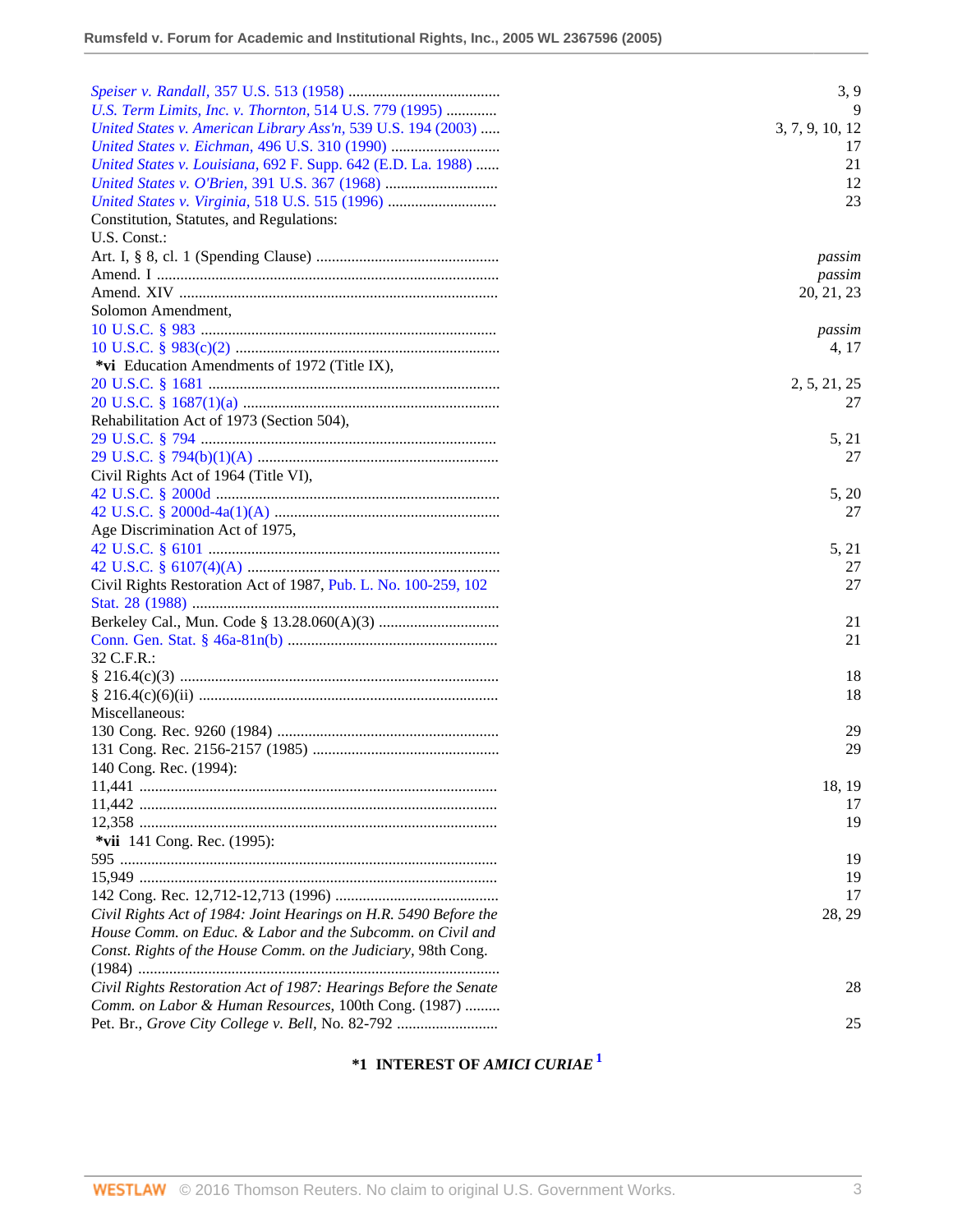| | |
|---|---|
| *Speiser v. Randall,* 357 U.S. 513 (1958) | 3, 9 |
| *U.S. Term Limits, Inc. v. Thornton,* 514 U.S. 779 (1995) | 9 |
| *United States v. American Library Ass'n,* 539 U.S. 194 (2003) | 3, 7, 9, 10, 12 |
| *United States v. Eichman,* 496 U.S. 310 (1990) | 17 |
| *United States v. Louisiana,* 692 F. Supp. 642 (E.D. La. 1988) | 21 |
| *United States v. O'Brien,* 391 U.S. 367 (1968) | 12 |
| *United States v. Virginia,* 518 U.S. 515 (1996) | 23 |
| Constitution, Statutes, and Regulations: | |
| U.S. Const.: | |
| Art. I, § 8, cl. 1 (Spending Clause) | *passim* |
| Amend. I | *passim* |
| Amend. XIV | 20, 21, 23 |
| Solomon Amendment, | |
| 10 U.S.C. § 983 | *passim* |
| 10 U.S.C. § 983(c)(2) | 4, 17 |
| **\*vi** Education Amendments of 1972 (Title IX), | |
| 20 U.S.C. § 1681 | 2, 5, 21, 25 |
| 20 U.S.C. § 1687(1)(a) | 27 |
| Rehabilitation Act of 1973 (Section 504), | |
| 29 U.S.C. § 794 | 5, 21 |
| 29 U.S.C. § 794(b)(1)(A) | 27 |
| Civil Rights Act of 1964 (Title VI), | |
| 42 U.S.C. § 2000d | 5, 20 |
| 42 U.S.C. § 2000d-4a(1)(A) | 27 |
| Age Discrimination Act of 1975, | |
| 42 U.S.C. § 6101 | 5, 21 |
| 42 U.S.C. § 6107(4)(A) | 27 |
| Civil Rights Restoration Act of 1987, Pub. L. No. 100-259, 102 Stat. 28 (1988) | 27 |
| Berkeley Cal., Mun. Code § 13.28.060(A)(3) | 21 |
| Conn. Gen. Stat. § 46a-81n(b) | 21 |
| 32 C.F.R.: | |
| § 216.4(c)(3) | 18 |
| § 216.4(c)(6)(ii) | 18 |
| Miscellaneous: | |
| 130 Cong. Rec. 9260 (1984) | 29 |
| 131 Cong. Rec. 2156-2157 (1985) | 29 |
| 140 Cong. Rec. (1994): | |
| 11,441 | 18, 19 |
| 11,442 | 17 |
| 12,358 | 19 |
| **\*vii** 141 Cong. Rec. (1995): | |
| 595 | 19 |
| 15,949 | 19 |
| 142 Cong. Rec. 12,712-12,713 (1996) | 17 |
| *Civil Rights Act of 1984: Joint Hearings on H.R. 5490 Before the House Comm. on Educ. & Labor and the Subcomm. on Civil and Const. Rights of the House Comm. on the Judiciary,* 98th Cong. (1984) | 28, 29 |
| *Civil Rights Restoration Act of 1987: Hearings Before the Senate Comm. on Labor & Human Resources,* 100th Cong. (1987) | 28 |
| Pet. Br., *Grove City College v. Bell,* No. 82-792 | 25 |

## \*1 INTEREST OF *AMICI CURIAE* [1]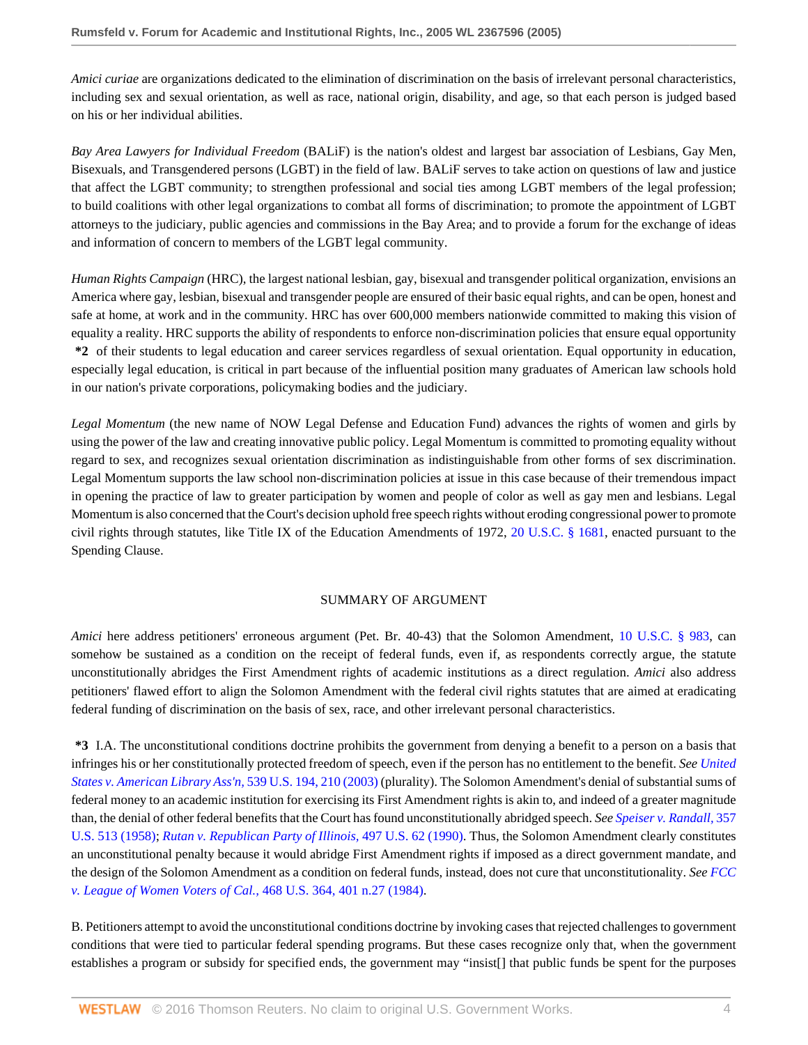*Amici curiae* are organizations dedicated to the elimination of discrimination on the basis of irrelevant personal characteristics, including sex and sexual orientation, as well as race, national origin, disability, and age, so that each person is judged based on his or her individual abilities.

*Bay Area Lawyers for Individual Freedom* (BALiF) is the nation's oldest and largest bar association of Lesbians, Gay Men, Bisexuals, and Transgendered persons (LGBT) in the field of law. BALiF serves to take action on questions of law and justice that affect the LGBT community; to strengthen professional and social ties among LGBT members of the legal profession; to build coalitions with other legal organizations to combat all forms of discrimination; to promote the appointment of LGBT attorneys to the judiciary, public agencies and commissions in the Bay Area; and to provide a forum for the exchange of ideas and information of concern to members of the LGBT legal community.

*Human Rights Campaign* (HRC), the largest national lesbian, gay, bisexual and transgender political organization, envisions an America where gay, lesbian, bisexual and transgender people are ensured of their basic equal rights, and can be open, honest and safe at home, at work and in the community. HRC has over 600,000 members nationwide committed to making this vision of equality a reality. HRC supports the ability of respondents to enforce non-discrimination policies that ensure equal opportunity **\*2** of their students to legal education and career services regardless of sexual orientation. Equal opportunity in education, especially legal education, is critical in part because of the influential position many graduates of American law schools hold in our nation's private corporations, policymaking bodies and the judiciary.

*Legal Momentum* (the new name of NOW Legal Defense and Education Fund) advances the rights of women and girls by using the power of the law and creating innovative public policy. Legal Momentum is committed to promoting equality without regard to sex, and recognizes sexual orientation discrimination as indistinguishable from other forms of sex discrimination. Legal Momentum supports the law school non-discrimination policies at issue in this case because of their tremendous impact in opening the practice of law to greater participation by women and people of color as well as gay men and lesbians. Legal Momentum is also concerned that the Court's decision uphold free speech rights without eroding congressional power to promote civil rights through statutes, like Title IX of the Education Amendments of 1972, 20 U.S.C. § 1681, enacted pursuant to the Spending Clause.

## SUMMARY OF ARGUMENT

*Amici* here address petitioners' erroneous argument (Pet. Br. 40-43) that the Solomon Amendment, 10 U.S.C. § 983, can somehow be sustained as a condition on the receipt of federal funds, even if, as respondents correctly argue, the statute unconstitutionally abridges the First Amendment rights of academic institutions as a direct regulation. *Amici* also address petitioners' flawed effort to align the Solomon Amendment with the federal civil rights statutes that are aimed at eradicating federal funding of discrimination on the basis of sex, race, and other irrelevant personal characteristics.

**\*3** I.A. The unconstitutional conditions doctrine prohibits the government from denying a benefit to a person on a basis that infringes his or her constitutionally protected freedom of speech, even if the person has no entitlement to the benefit. *See United States v. American Library Ass'n,* 539 U.S. 194, 210 (2003) (plurality). The Solomon Amendment's denial of substantial sums of federal money to an academic institution for exercising its First Amendment rights is akin to, and indeed of a greater magnitude than, the denial of other federal benefits that the Court has found unconstitutionally abridged speech. *See Speiser v. Randall,* 357 U.S. 513 (1958); *Rutan v. Republican Party of Illinois,* 497 U.S. 62 (1990). Thus, the Solomon Amendment clearly constitutes an unconstitutional penalty because it would abridge First Amendment rights if imposed as a direct government mandate, and the design of the Solomon Amendment as a condition on federal funds, instead, does not cure that unconstitutionality. *See FCC v. League of Women Voters of Cal.,* 468 U.S. 364, 401 n.27 (1984).

B. Petitioners attempt to avoid the unconstitutional conditions doctrine by invoking cases that rejected challenges to government conditions that were tied to particular federal spending programs. But these cases recognize only that, when the government establishes a program or subsidy for specified ends, the government may "insist[] that public funds be spent for the purposes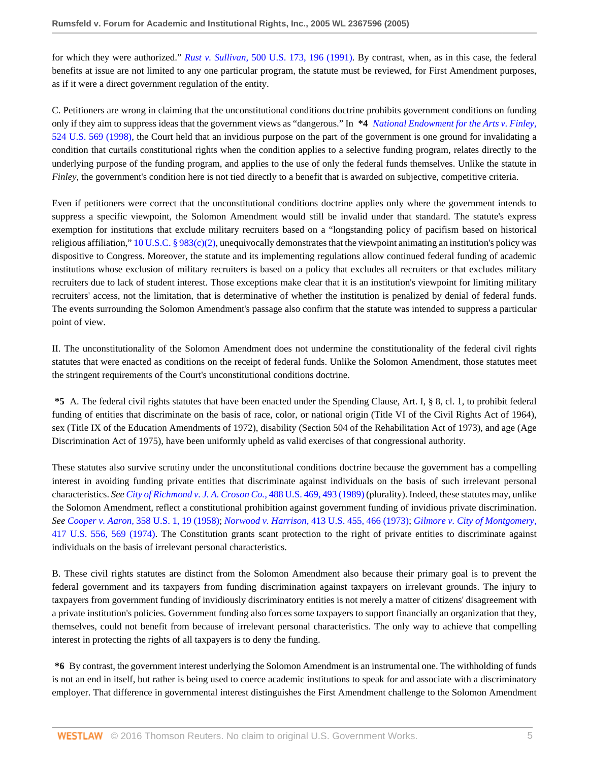for which they were authorized." *Rust v. Sullivan,* 500 U.S. 173, 196 (1991). By contrast, when, as in this case, the federal benefits at issue are not limited to any one particular program, the statute must be reviewed, for First Amendment purposes, as if it were a direct government regulation of the entity.

C. Petitioners are wrong in claiming that the unconstitutional conditions doctrine prohibits government conditions on funding only if they aim to suppress ideas that the government views as "dangerous." In **\*4** *National Endowment for the Arts v. Finley,* 524 U.S. 569 (1998), the Court held that an invidious purpose on the part of the government is one ground for invalidating a condition that curtails constitutional rights when the condition applies to a selective funding program, relates directly to the underlying purpose of the funding program, and applies to the use of only the federal funds themselves. Unlike the statute in *Finley*, the government's condition here is not tied directly to a benefit that is awarded on subjective, competitive criteria.

Even if petitioners were correct that the unconstitutional conditions doctrine applies only where the government intends to suppress a specific viewpoint, the Solomon Amendment would still be invalid under that standard. The statute's express exemption for institutions that exclude military recruiters based on a "longstanding policy of pacifism based on historical religious affiliation," 10 U.S.C. § 983(c)(2), unequivocally demonstrates that the viewpoint animating an institution's policy was dispositive to Congress. Moreover, the statute and its implementing regulations allow continued federal funding of academic institutions whose exclusion of military recruiters is based on a policy that excludes all recruiters or that excludes military recruiters due to lack of student interest. Those exceptions make clear that it is an institution's viewpoint for limiting military recruiters' access, not the limitation, that is determinative of whether the institution is penalized by denial of federal funds. The events surrounding the Solomon Amendment's passage also confirm that the statute was intended to suppress a particular point of view.

II. The unconstitutionality of the Solomon Amendment does not undermine the constitutionality of the federal civil rights statutes that were enacted as conditions on the receipt of federal funds. Unlike the Solomon Amendment, those statutes meet the stringent requirements of the Court's unconstitutional conditions doctrine.

**\*5** A. The federal civil rights statutes that have been enacted under the Spending Clause, Art. I, § 8, cl. 1, to prohibit federal funding of entities that discriminate on the basis of race, color, or national origin (Title VI of the Civil Rights Act of 1964), sex (Title IX of the Education Amendments of 1972), disability (Section 504 of the Rehabilitation Act of 1973), and age (Age Discrimination Act of 1975), have been uniformly upheld as valid exercises of that congressional authority.

These statutes also survive scrutiny under the unconstitutional conditions doctrine because the government has a compelling interest in avoiding funding private entities that discriminate against individuals on the basis of such irrelevant personal characteristics. *See City of Richmond v. J. A. Croson Co.,* 488 U.S. 469, 493 (1989) (plurality). Indeed, these statutes may, unlike the Solomon Amendment, reflect a constitutional prohibition against government funding of invidious private discrimination. *See Cooper v. Aaron,* 358 U.S. 1, 19 (1958); *Norwood v. Harrison,* 413 U.S. 455, 466 (1973); *Gilmore v. City of Montgomery,* 417 U.S. 556, 569 (1974). The Constitution grants scant protection to the right of private entities to discriminate against individuals on the basis of irrelevant personal characteristics.

B. These civil rights statutes are distinct from the Solomon Amendment also because their primary goal is to prevent the federal government and its taxpayers from funding discrimination against taxpayers on irrelevant grounds. The injury to taxpayers from government funding of invidiously discriminatory entities is not merely a matter of citizens' disagreement with a private institution's policies. Government funding also forces some taxpayers to support financially an organization that they, themselves, could not benefit from because of irrelevant personal characteristics. The only way to achieve that compelling interest in protecting the rights of all taxpayers is to deny the funding.

**\*6** By contrast, the government interest underlying the Solomon Amendment is an instrumental one. The withholding of funds is not an end in itself, but rather is being used to coerce academic institutions to speak for and associate with a discriminatory employer. That difference in governmental interest distinguishes the First Amendment challenge to the Solomon Amendment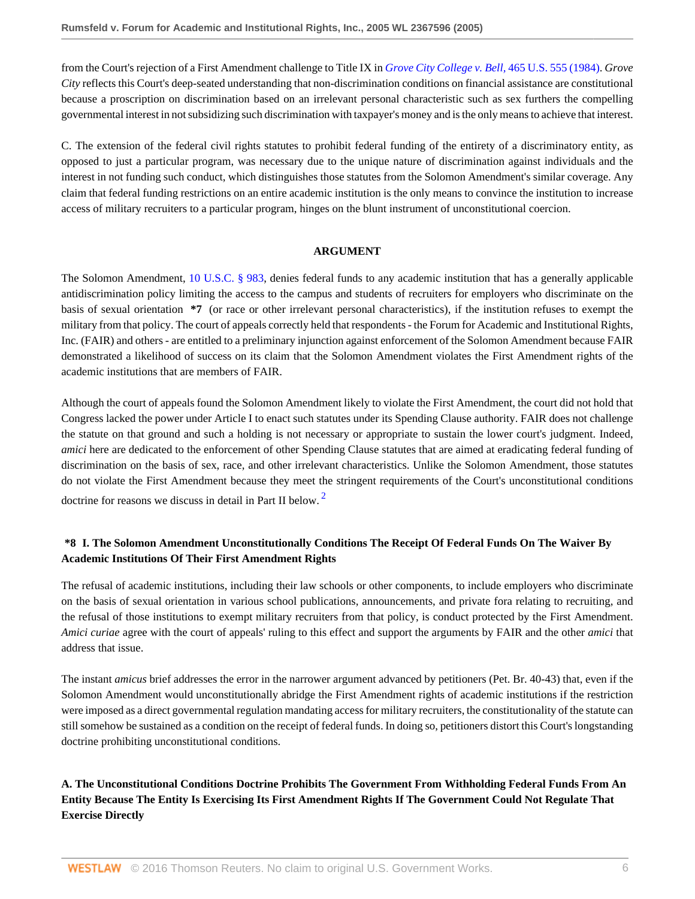from the Court's rejection of a First Amendment challenge to Title IX in *Grove City College v. Bell*, 465 U.S. 555 (1984). *Grove City* reflects this Court's deep-seated understanding that non-discrimination conditions on financial assistance are constitutional because a proscription on discrimination based on an irrelevant personal characteristic such as sex furthers the compelling governmental interest in not subsidizing such discrimination with taxpayer's money and is the only means to achieve that interest.

C. The extension of the federal civil rights statutes to prohibit federal funding of the entirety of a discriminatory entity, as opposed to just a particular program, was necessary due to the unique nature of discrimination against individuals and the interest in not funding such conduct, which distinguishes those statutes from the Solomon Amendment's similar coverage. Any claim that federal funding restrictions on an entire academic institution is the only means to convince the institution to increase access of military recruiters to a particular program, hinges on the blunt instrument of unconstitutional coercion.

## ARGUMENT

The Solomon Amendment, 10 U.S.C. § 983, denies federal funds to any academic institution that has a generally applicable antidiscrimination policy limiting the access to the campus and students of recruiters for employers who discriminate on the basis of sexual orientation **\*7** (or race or other irrelevant personal characteristics), if the institution refuses to exempt the military from that policy. The court of appeals correctly held that respondents - the Forum for Academic and Institutional Rights, Inc. (FAIR) and others - are entitled to a preliminary injunction against enforcement of the Solomon Amendment because FAIR demonstrated a likelihood of success on its claim that the Solomon Amendment violates the First Amendment rights of the academic institutions that are members of FAIR.

Although the court of appeals found the Solomon Amendment likely to violate the First Amendment, the court did not hold that Congress lacked the power under Article I to enact such statutes under its Spending Clause authority. FAIR does not challenge the statute on that ground and such a holding is not necessary or appropriate to sustain the lower court's judgment. Indeed, *amici* here are dedicated to the enforcement of other Spending Clause statutes that are aimed at eradicating federal funding of discrimination on the basis of sex, race, and other irrelevant characteristics. Unlike the Solomon Amendment, those statutes do not violate the First Amendment because they meet the stringent requirements of the Court's unconstitutional conditions doctrine for reasons we discuss in detail in Part II below.[2]

### **\*8** I. The Solomon Amendment Unconstitutionally Conditions The Receipt Of Federal Funds On The Waiver By Academic Institutions Of Their First Amendment Rights

The refusal of academic institutions, including their law schools or other components, to include employers who discriminate on the basis of sexual orientation in various school publications, announcements, and private fora relating to recruiting, and the refusal of those institutions to exempt military recruiters from that policy, is conduct protected by the First Amendment. *Amici curiae* agree with the court of appeals' ruling to this effect and support the arguments by FAIR and the other *amici* that address that issue.

The instant *amicus* brief addresses the error in the narrower argument advanced by petitioners (Pet. Br. 40-43) that, even if the Solomon Amendment would unconstitutionally abridge the First Amendment rights of academic institutions if the restriction were imposed as a direct governmental regulation mandating access for military recruiters, the constitutionality of the statute can still somehow be sustained as a condition on the receipt of federal funds. In doing so, petitioners distort this Court's longstanding doctrine prohibiting unconstitutional conditions.

#### A. The Unconstitutional Conditions Doctrine Prohibits The Government From Withholding Federal Funds From An Entity Because The Entity Is Exercising Its First Amendment Rights If The Government Could Not Regulate That Exercise Directly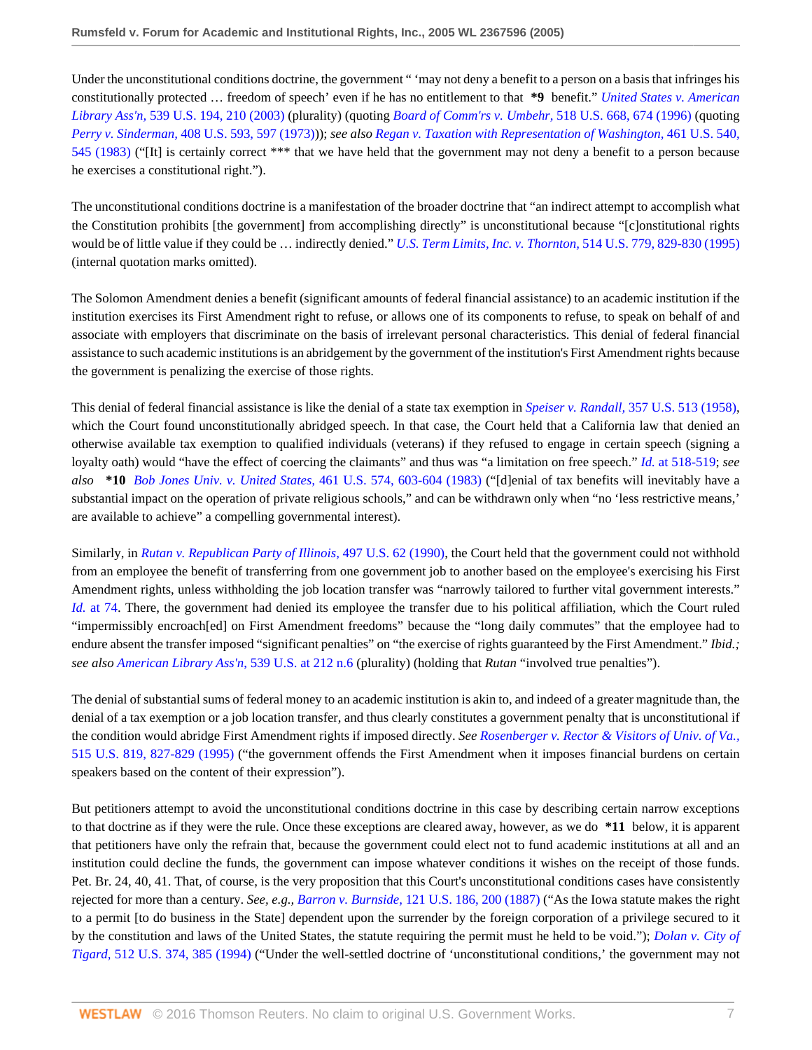Under the unconstitutional conditions doctrine, the government " 'may not deny a benefit to a person on a basis that infringes his constitutionally protected … freedom of speech' even if he has no entitlement to that **\*9** benefit." *United States v. American Library Ass'n,* 539 U.S. 194, 210 (2003) (plurality) (quoting *Board of Comm'rs v. Umbehr,* 518 U.S. 668, 674 (1996) (quoting *Perry v. Sinderman,* 408 U.S. 593, 597 (1973))); *see also Regan v. Taxation with Representation of Washington,* 461 U.S. 540, 545 (1983) ("[It] is certainly correct *** that we have held that the government may not deny a benefit to a person because he exercises a constitutional right.").

The unconstitutional conditions doctrine is a manifestation of the broader doctrine that "an indirect attempt to accomplish what the Constitution prohibits [the government] from accomplishing directly" is unconstitutional because "[c]onstitutional rights would be of little value if they could be … indirectly denied." *U.S. Term Limits, Inc. v. Thornton,* 514 U.S. 779, 829-830 (1995) (internal quotation marks omitted).

The Solomon Amendment denies a benefit (significant amounts of federal financial assistance) to an academic institution if the institution exercises its First Amendment right to refuse, or allows one of its components to refuse, to speak on behalf of and associate with employers that discriminate on the basis of irrelevant personal characteristics. This denial of federal financial assistance to such academic institutions is an abridgement by the government of the institution's First Amendment rights because the government is penalizing the exercise of those rights.

This denial of federal financial assistance is like the denial of a state tax exemption in *Speiser v. Randall,* 357 U.S. 513 (1958), which the Court found unconstitutionally abridged speech. In that case, the Court held that a California law that denied an otherwise available tax exemption to qualified individuals (veterans) if they refused to engage in certain speech (signing a loyalty oath) would "have the effect of coercing the claimants" and thus was "a limitation on free speech." *Id.* at 518-519; *see also* **\*10** *Bob Jones Univ. v. United States,* 461 U.S. 574, 603-604 (1983) ("[d]enial of tax benefits will inevitably have a substantial impact on the operation of private religious schools," and can be withdrawn only when "no 'less restrictive means,' are available to achieve" a compelling governmental interest).

Similarly, in *Rutan v. Republican Party of Illinois,* 497 U.S. 62 (1990), the Court held that the government could not withhold from an employee the benefit of transferring from one government job to another based on the employee's exercising his First Amendment rights, unless withholding the job location transfer was "narrowly tailored to further vital government interests." *Id.* at 74. There, the government had denied its employee the transfer due to his political affiliation, which the Court ruled "impermissibly encroach[ed] on First Amendment freedoms" because the "long daily commutes" that the employee had to endure absent the transfer imposed "significant penalties" on "the exercise of rights guaranteed by the First Amendment." *Ibid.; see also American Library Ass'n,* 539 U.S. at 212 n.6 (plurality) (holding that *Rutan* "involved true penalties").

The denial of substantial sums of federal money to an academic institution is akin to, and indeed of a greater magnitude than, the denial of a tax exemption or a job location transfer, and thus clearly constitutes a government penalty that is unconstitutional if the condition would abridge First Amendment rights if imposed directly. *See Rosenberger v. Rector & Visitors of Univ. of Va.,* 515 U.S. 819, 827-829 (1995) ("the government offends the First Amendment when it imposes financial burdens on certain speakers based on the content of their expression").

But petitioners attempt to avoid the unconstitutional conditions doctrine in this case by describing certain narrow exceptions to that doctrine as if they were the rule. Once these exceptions are cleared away, however, as we do **\*11** below, it is apparent that petitioners have only the refrain that, because the government could elect not to fund academic institutions at all and an institution could decline the funds, the government can impose whatever conditions it wishes on the receipt of those funds. Pet. Br. 24, 40, 41. That, of course, is the very proposition that this Court's unconstitutional conditions cases have consistently rejected for more than a century. *See, e.g., Barron v. Burnside,* 121 U.S. 186, 200 (1887) ("As the Iowa statute makes the right to a permit [to do business in the State] dependent upon the surrender by the foreign corporation of a privilege secured to it by the constitution and laws of the United States, the statute requiring the permit must he held to be void."); *Dolan v. City of Tigard,* 512 U.S. 374, 385 (1994) ("Under the well-settled doctrine of 'unconstitutional conditions,' the government may not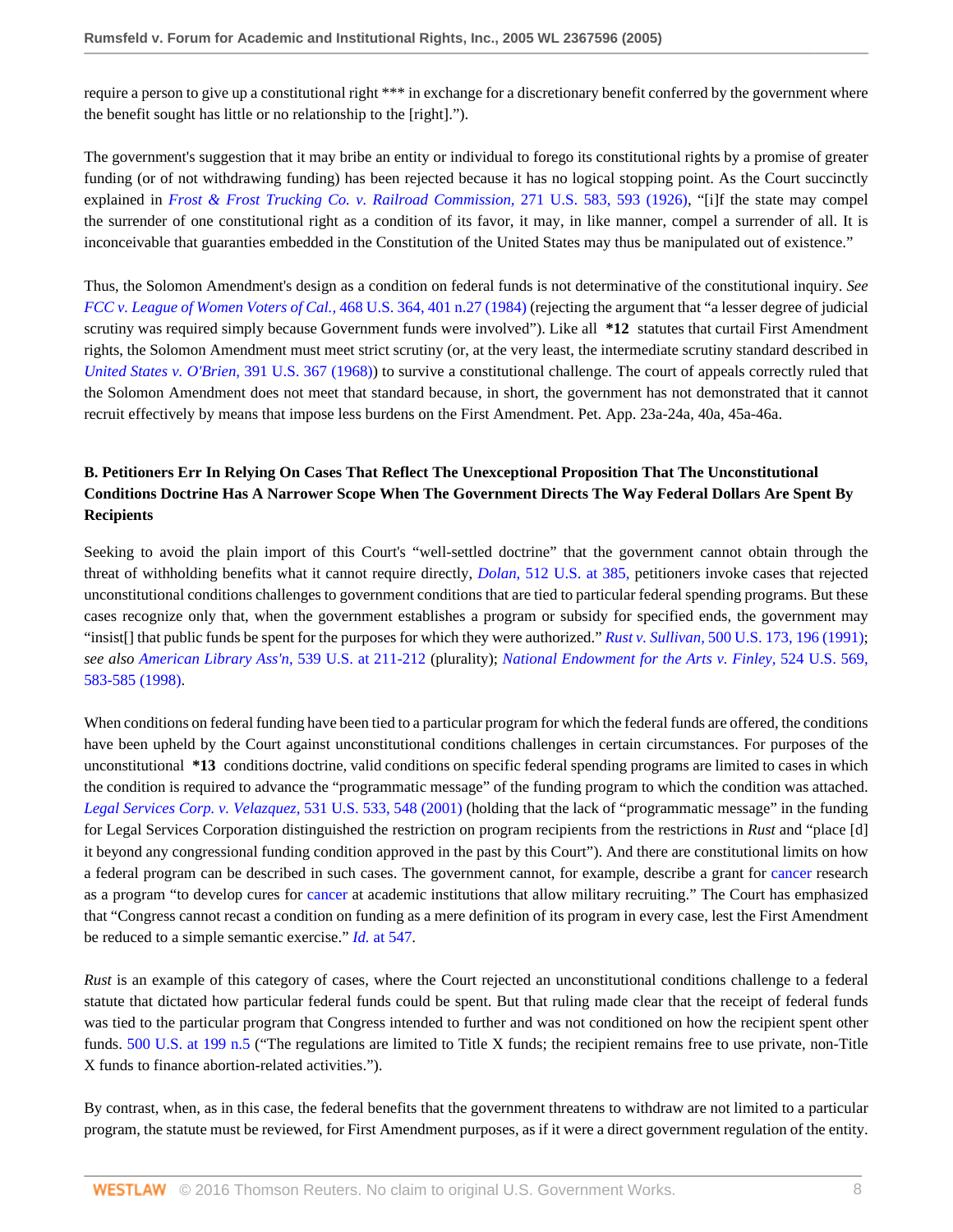require a person to give up a constitutional right *** in exchange for a discretionary benefit conferred by the government where the benefit sought has little or no relationship to the [right].").

The government's suggestion that it may bribe an entity or individual to forego its constitutional rights by a promise of greater funding (or of not withdrawing funding) has been rejected because it has no logical stopping point. As the Court succinctly explained in *Frost & Frost Trucking Co. v. Railroad Commission,* 271 U.S. 583, 593 (1926), "[i]f the state may compel the surrender of one constitutional right as a condition of its favor, it may, in like manner, compel a surrender of all. It is inconceivable that guaranties embedded in the Constitution of the United States may thus be manipulated out of existence."

Thus, the Solomon Amendment's design as a condition on federal funds is not determinative of the constitutional inquiry. *See FCC v. League of Women Voters of Cal.,* 468 U.S. 364, 401 n.27 (1984) (rejecting the argument that "a lesser degree of judicial scrutiny was required simply because Government funds were involved"). Like all **\*12** statutes that curtail First Amendment rights, the Solomon Amendment must meet strict scrutiny (or, at the very least, the intermediate scrutiny standard described in *United States v. O'Brien,* 391 U.S. 367 (1968)) to survive a constitutional challenge. The court of appeals correctly ruled that the Solomon Amendment does not meet that standard because, in short, the government has not demonstrated that it cannot recruit effectively by means that impose less burdens on the First Amendment. Pet. App. 23a-24a, 40a, 45a-46a.

### B. Petitioners Err In Relying On Cases That Reflect The Unexceptional Proposition That The Unconstitutional Conditions Doctrine Has A Narrower Scope When The Government Directs The Way Federal Dollars Are Spent By Recipients

Seeking to avoid the plain import of this Court's "well-settled doctrine" that the government cannot obtain through the threat of withholding benefits what it cannot require directly, *Dolan,* 512 U.S. at 385, petitioners invoke cases that rejected unconstitutional conditions challenges to government conditions that are tied to particular federal spending programs. But these cases recognize only that, when the government establishes a program or subsidy for specified ends, the government may "insist[] that public funds be spent for the purposes for which they were authorized." *Rust v. Sullivan,* 500 U.S. 173, 196 (1991); *see also American Library Ass'n,* 539 U.S. at 211-212 (plurality); *National Endowment for the Arts v. Finley,* 524 U.S. 569, 583-585 (1998).

When conditions on federal funding have been tied to a particular program for which the federal funds are offered, the conditions have been upheld by the Court against unconstitutional conditions challenges in certain circumstances. For purposes of the unconstitutional **\*13** conditions doctrine, valid conditions on specific federal spending programs are limited to cases in which the condition is required to advance the "programmatic message" of the funding program to which the condition was attached. *Legal Services Corp. v. Velazquez,* 531 U.S. 533, 548 (2001) (holding that the lack of "programmatic message" in the funding for Legal Services Corporation distinguished the restriction on program recipients from the restrictions in *Rust* and "place [d] it beyond any congressional funding condition approved in the past by this Court"). And there are constitutional limits on how a federal program can be described in such cases. The government cannot, for example, describe a grant for cancer research as a program "to develop cures for cancer at academic institutions that allow military recruiting." The Court has emphasized that "Congress cannot recast a condition on funding as a mere definition of its program in every case, lest the First Amendment be reduced to a simple semantic exercise." *Id.* at 547.

*Rust* is an example of this category of cases, where the Court rejected an unconstitutional conditions challenge to a federal statute that dictated how particular federal funds could be spent. But that ruling made clear that the receipt of federal funds was tied to the particular program that Congress intended to further and was not conditioned on how the recipient spent other funds. 500 U.S. at 199 n.5 ("The regulations are limited to Title X funds; the recipient remains free to use private, non-Title X funds to finance abortion-related activities.").

By contrast, when, as in this case, the federal benefits that the government threatens to withdraw are not limited to a particular program, the statute must be reviewed, for First Amendment purposes, as if it were a direct government regulation of the entity.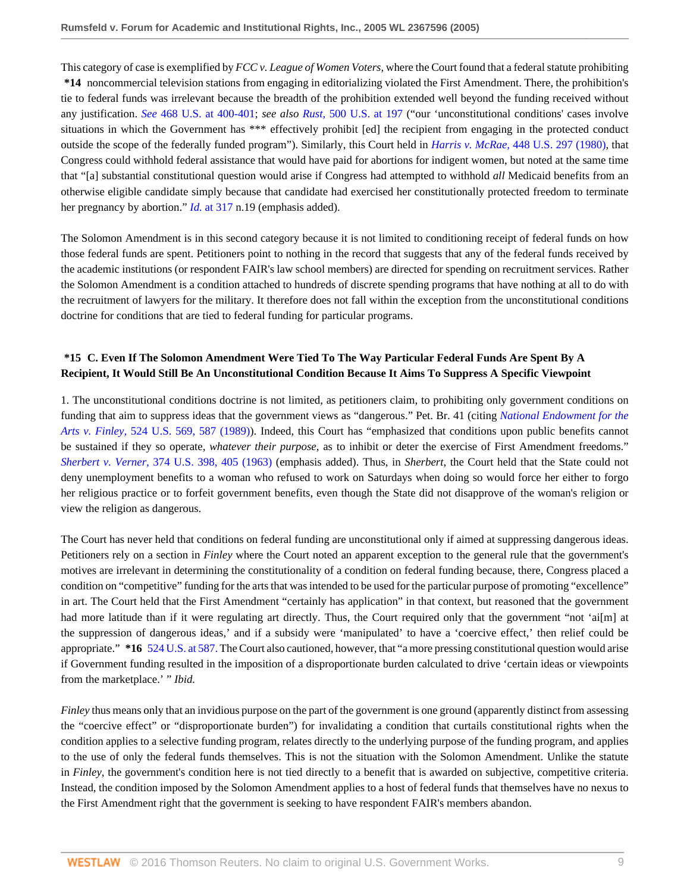This category of case is exemplified by *FCC v. League of Women Voters,* where the Court found that a federal statute prohibiting **\*14** noncommercial television stations from engaging in editorializing violated the First Amendment. There, the prohibition's tie to federal funds was irrelevant because the breadth of the prohibition extended well beyond the funding received without any justification. *See* 468 U.S. at 400-401; *see also Rust,* 500 U.S. at 197 ("our 'unconstitutional conditions' cases involve situations in which the Government has *** effectively prohibit [ed] the recipient from engaging in the protected conduct outside the scope of the federally funded program"). Similarly, this Court held in *Harris v. McRae,* 448 U.S. 297 (1980), that Congress could withhold federal assistance that would have paid for abortions for indigent women, but noted at the same time that "[a] substantial constitutional question would arise if Congress had attempted to withhold *all* Medicaid benefits from an otherwise eligible candidate simply because that candidate had exercised her constitutionally protected freedom to terminate her pregnancy by abortion." *Id.* at 317 n.19 (emphasis added).

The Solomon Amendment is in this second category because it is not limited to conditioning receipt of federal funds on how those federal funds are spent. Petitioners point to nothing in the record that suggests that any of the federal funds received by the academic institutions (or respondent FAIR's law school members) are directed for spending on recruitment services. Rather the Solomon Amendment is a condition attached to hundreds of discrete spending programs that have nothing at all to do with the recruitment of lawyers for the military. It therefore does not fall within the exception from the unconstitutional conditions doctrine for conditions that are tied to federal funding for particular programs.

### \*15 C. Even If The Solomon Amendment Were Tied To The Way Particular Federal Funds Are Spent By A Recipient, It Would Still Be An Unconstitutional Condition Because It Aims To Suppress A Specific Viewpoint

1. The unconstitutional conditions doctrine is not limited, as petitioners claim, to prohibiting only government conditions on funding that aim to suppress ideas that the government views as "dangerous." Pet. Br. 41 (citing *National Endowment for the Arts v. Finley,* 524 U.S. 569, 587 (1989)). Indeed, this Court has "emphasized that conditions upon public benefits cannot be sustained if they so operate, *whatever their purpose,* as to inhibit or deter the exercise of First Amendment freedoms." *Sherbert v. Verner,* 374 U.S. 398, 405 (1963) (emphasis added). Thus, in *Sherbert,* the Court held that the State could not deny unemployment benefits to a woman who refused to work on Saturdays when doing so would force her either to forgo her religious practice or to forfeit government benefits, even though the State did not disapprove of the woman's religion or view the religion as dangerous.

The Court has never held that conditions on federal funding are unconstitutional only if aimed at suppressing dangerous ideas. Petitioners rely on a section in *Finley* where the Court noted an apparent exception to the general rule that the government's motives are irrelevant in determining the constitutionality of a condition on federal funding because, there, Congress placed a condition on "competitive" funding for the arts that was intended to be used for the particular purpose of promoting "excellence" in art. The Court held that the First Amendment "certainly has application" in that context, but reasoned that the government had more latitude than if it were regulating art directly. Thus, the Court required only that the government "not 'ai[m] at the suppression of dangerous ideas,' and if a subsidy were 'manipulated' to have a 'coercive effect,' then relief could be appropriate." **\*16** 524 U.S. at 587. The Court also cautioned, however, that "a more pressing constitutional question would arise if Government funding resulted in the imposition of a disproportionate burden calculated to drive 'certain ideas or viewpoints from the marketplace.' " *Ibid.*

*Finley* thus means only that an invidious purpose on the part of the government is one ground (apparently distinct from assessing the "coercive effect" or "disproportionate burden") for invalidating a condition that curtails constitutional rights when the condition applies to a selective funding program, relates directly to the underlying purpose of the funding program, and applies to the use of only the federal funds themselves. This is not the situation with the Solomon Amendment. Unlike the statute in *Finley*, the government's condition here is not tied directly to a benefit that is awarded on subjective, competitive criteria. Instead, the condition imposed by the Solomon Amendment applies to a host of federal funds that themselves have no nexus to the First Amendment right that the government is seeking to have respondent FAIR's members abandon.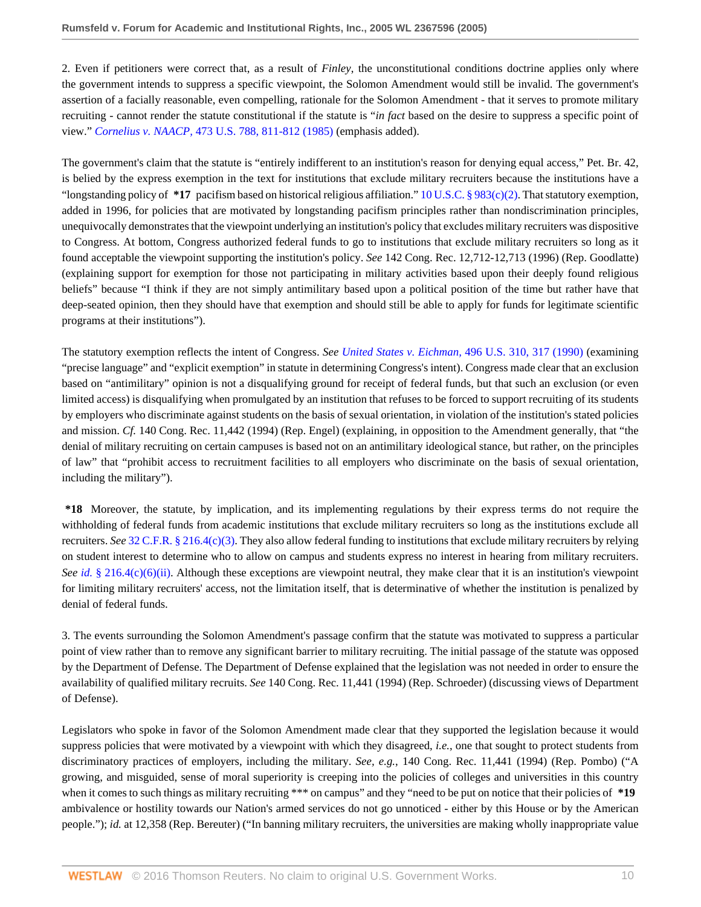2. Even if petitioners were correct that, as a result of *Finley*, the unconstitutional conditions doctrine applies only where the government intends to suppress a specific viewpoint, the Solomon Amendment would still be invalid. The government's assertion of a facially reasonable, even compelling, rationale for the Solomon Amendment - that it serves to promote military recruiting - cannot render the statute constitutional if the statute is "*in fact* based on the desire to suppress a specific point of view." *Cornelius v. NAACP*, 473 U.S. 788, 811-812 (1985) (emphasis added).

The government's claim that the statute is "entirely indifferent to an institution's reason for denying equal access," Pet. Br. 42, is belied by the express exemption in the text for institutions that exclude military recruiters because the institutions have a "longstanding policy of **\*17** pacifism based on historical religious affiliation." 10 U.S.C. § 983(c)(2). That statutory exemption, added in 1996, for policies that are motivated by longstanding pacifism principles rather than nondiscrimination principles, unequivocally demonstrates that the viewpoint underlying an institution's policy that excludes military recruiters was dispositive to Congress. At bottom, Congress authorized federal funds to go to institutions that exclude military recruiters so long as it found acceptable the viewpoint supporting the institution's policy. *See* 142 Cong. Rec. 12,712-12,713 (1996) (Rep. Goodlatte) (explaining support for exemption for those not participating in military activities based upon their deeply found religious beliefs" because "I think if they are not simply antimilitary based upon a political position of the time but rather have that deep-seated opinion, then they should have that exemption and should still be able to apply for funds for legitimate scientific programs at their institutions").

The statutory exemption reflects the intent of Congress. *See United States v. Eichman*, 496 U.S. 310, 317 (1990) (examining "precise language" and "explicit exemption" in statute in determining Congress's intent). Congress made clear that an exclusion based on "antimilitary" opinion is not a disqualifying ground for receipt of federal funds, but that such an exclusion (or even limited access) is disqualifying when promulgated by an institution that refuses to be forced to support recruiting of its students by employers who discriminate against students on the basis of sexual orientation, in violation of the institution's stated policies and mission. *Cf.* 140 Cong. Rec. 11,442 (1994) (Rep. Engel) (explaining, in opposition to the Amendment generally, that "the denial of military recruiting on certain campuses is based not on an antimilitary ideological stance, but rather, on the principles of law" that "prohibit access to recruitment facilities to all employers who discriminate on the basis of sexual orientation, including the military").

**\*18** Moreover, the statute, by implication, and its implementing regulations by their express terms do not require the withholding of federal funds from academic institutions that exclude military recruiters so long as the institutions exclude all recruiters. *See* 32 C.F.R. § 216.4(c)(3). They also allow federal funding to institutions that exclude military recruiters by relying on student interest to determine who to allow on campus and students express no interest in hearing from military recruiters. *See id.* § 216.4(c)(6)(ii). Although these exceptions are viewpoint neutral, they make clear that it is an institution's viewpoint for limiting military recruiters' access, not the limitation itself, that is determinative of whether the institution is penalized by denial of federal funds.

3. The events surrounding the Solomon Amendment's passage confirm that the statute was motivated to suppress a particular point of view rather than to remove any significant barrier to military recruiting. The initial passage of the statute was opposed by the Department of Defense. The Department of Defense explained that the legislation was not needed in order to ensure the availability of qualified military recruits. *See* 140 Cong. Rec. 11,441 (1994) (Rep. Schroeder) (discussing views of Department of Defense).

Legislators who spoke in favor of the Solomon Amendment made clear that they supported the legislation because it would suppress policies that were motivated by a viewpoint with which they disagreed, *i.e.*, one that sought to protect students from discriminatory practices of employers, including the military. *See, e.g.*, 140 Cong. Rec. 11,441 (1994) (Rep. Pombo) ("A growing, and misguided, sense of moral superiority is creeping into the policies of colleges and universities in this country when it comes to such things as military recruiting \*\*\* on campus" and they "need to be put on notice that their policies of **\*19** ambivalence or hostility towards our Nation's armed services do not go unnoticed - either by this House or by the American people."); *id.* at 12,358 (Rep. Bereuter) ("In banning military recruiters, the universities are making wholly inappropriate value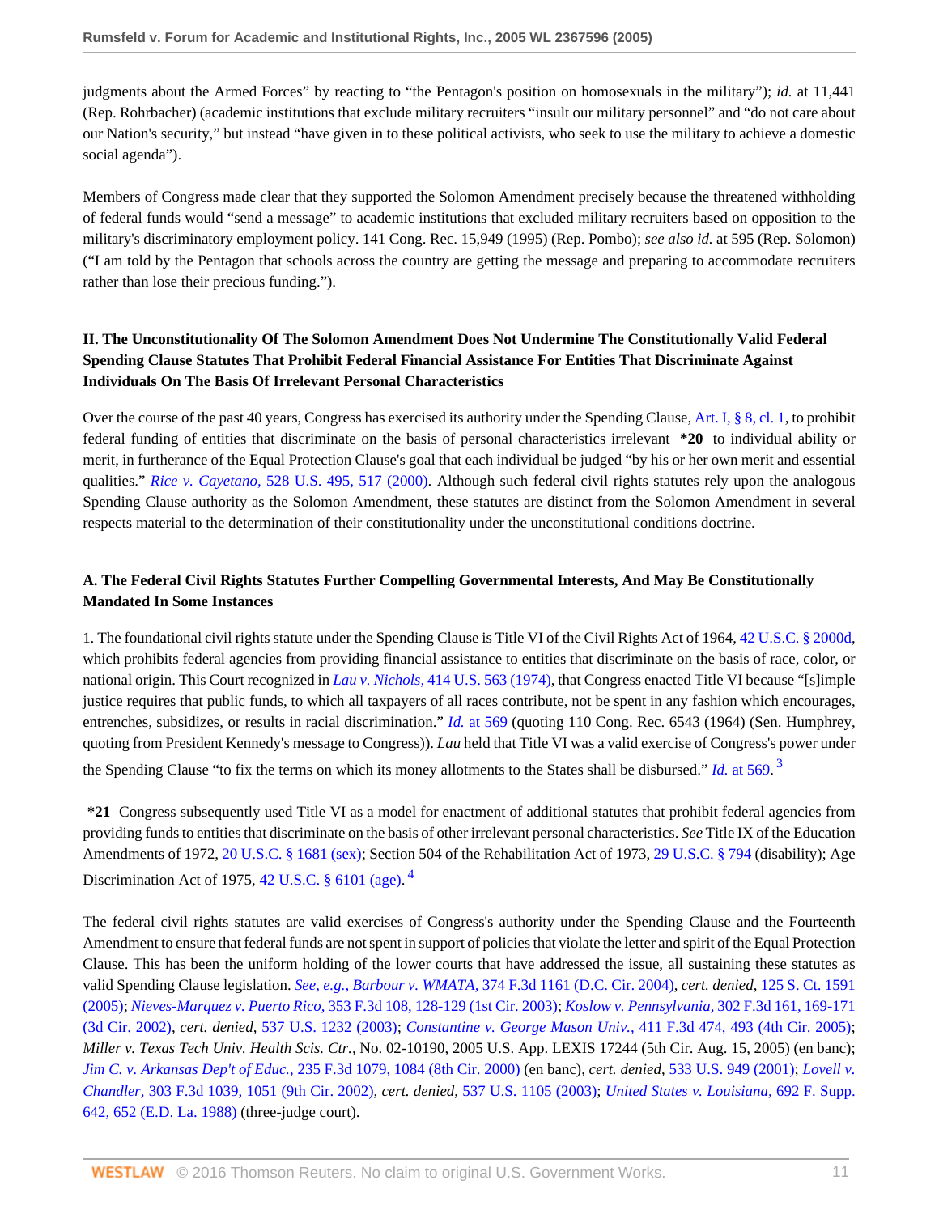judgments about the Armed Forces" by reacting to "the Pentagon's position on homosexuals in the military"); *id.* at 11,441 (Rep. Rohrbacher) (academic institutions that exclude military recruiters "insult our military personnel" and "do not care about our Nation's security," but instead "have given in to these political activists, who seek to use the military to achieve a domestic social agenda").

Members of Congress made clear that they supported the Solomon Amendment precisely because the threatened withholding of federal funds would "send a message" to academic institutions that excluded military recruiters based on opposition to the military's discriminatory employment policy. 141 Cong. Rec. 15,949 (1995) (Rep. Pombo); *see also id.* at 595 (Rep. Solomon) ("I am told by the Pentagon that schools across the country are getting the message and preparing to accommodate recruiters rather than lose their precious funding.").

### II. The Unconstitutionality Of The Solomon Amendment Does Not Undermine The Constitutionally Valid Federal Spending Clause Statutes That Prohibit Federal Financial Assistance For Entities That Discriminate Against Individuals On The Basis Of Irrelevant Personal Characteristics

Over the course of the past 40 years, Congress has exercised its authority under the Spending Clause, Art. I, § 8, cl. 1, to prohibit federal funding of entities that discriminate on the basis of personal characteristics irrelevant **\*20** to individual ability or merit, in furtherance of the Equal Protection Clause's goal that each individual be judged "by his or her own merit and essential qualities." *Rice v. Cayetano,* 528 U.S. 495, 517 (2000). Although such federal civil rights statutes rely upon the analogous Spending Clause authority as the Solomon Amendment, these statutes are distinct from the Solomon Amendment in several respects material to the determination of their constitutionality under the unconstitutional conditions doctrine.

### A. The Federal Civil Rights Statutes Further Compelling Governmental Interests, And May Be Constitutionally Mandated In Some Instances

1. The foundational civil rights statute under the Spending Clause is Title VI of the Civil Rights Act of 1964, 42 U.S.C. § 2000d, which prohibits federal agencies from providing financial assistance to entities that discriminate on the basis of race, color, or national origin. This Court recognized in *Lau v. Nichols,* 414 U.S. 563 (1974), that Congress enacted Title VI because "[s]imple justice requires that public funds, to which all taxpayers of all races contribute, not be spent in any fashion which encourages, entrenches, subsidizes, or results in racial discrimination." *Id.* at 569 (quoting 110 Cong. Rec. 6543 (1964) (Sen. Humphrey, quoting from President Kennedy's message to Congress)). *Lau* held that Title VI was a valid exercise of Congress's power under the Spending Clause "to fix the terms on which its money allotments to the States shall be disbursed." *Id.* at 569. [3]

**\*21** Congress subsequently used Title VI as a model for enactment of additional statutes that prohibit federal agencies from providing funds to entities that discriminate on the basis of other irrelevant personal characteristics. *See* Title IX of the Education Amendments of 1972, 20 U.S.C. § 1681 (sex); Section 504 of the Rehabilitation Act of 1973, 29 U.S.C. § 794 (disability); Age Discrimination Act of 1975, 42 U.S.C. § 6101 (age). [4]

The federal civil rights statutes are valid exercises of Congress's authority under the Spending Clause and the Fourteenth Amendment to ensure that federal funds are not spent in support of policies that violate the letter and spirit of the Equal Protection Clause. This has been the uniform holding of the lower courts that have addressed the issue, all sustaining these statutes as valid Spending Clause legislation. *See, e.g., Barbour v. WMATA,* 374 F.3d 1161 (D.C. Cir. 2004), *cert. denied*, 125 S. Ct. 1591 (2005); *Nieves-Marquez v. Puerto Rico,* 353 F.3d 108, 128-129 (1st Cir. 2003); *Koslow v. Pennsylvania,* 302 F.3d 161, 169-171 (3d Cir. 2002), *cert. denied*, 537 U.S. 1232 (2003); *Constantine v. George Mason Univ.,* 411 F.3d 474, 493 (4th Cir. 2005); *Miller v. Texas Tech Univ. Health Scis. Ctr.,* No. 02-10190, 2005 U.S. App. LEXIS 17244 (5th Cir. Aug. 15, 2005) (en banc); *Jim C. v. Arkansas Dep't of Educ.,* 235 F.3d 1079, 1084 (8th Cir. 2000) (en banc), *cert. denied*, 533 U.S. 949 (2001); *Lovell v. Chandler,* 303 F.3d 1039, 1051 (9th Cir. 2002), *cert. denied*, 537 U.S. 1105 (2003); *United States v. Louisiana,* 692 F. Supp. 642, 652 (E.D. La. 1988) (three-judge court).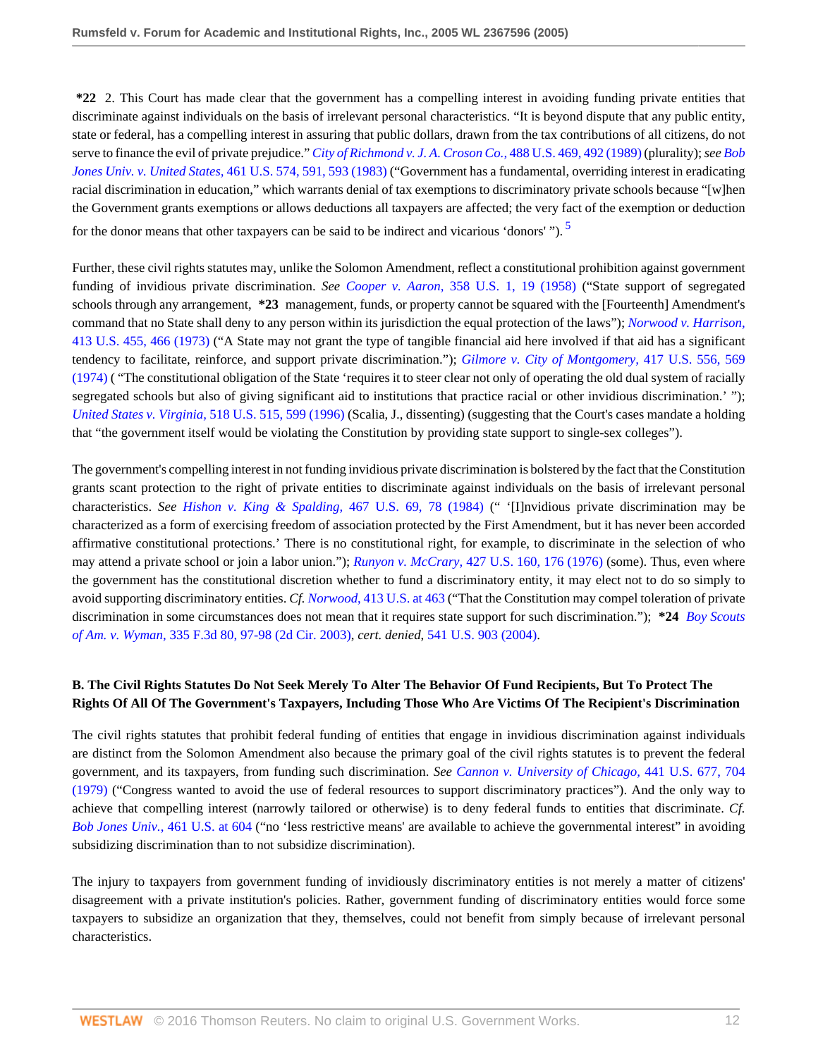**\*22** 2. This Court has made clear that the government has a compelling interest in avoiding funding private entities that discriminate against individuals on the basis of irrelevant personal characteristics. "It is beyond dispute that any public entity, state or federal, has a compelling interest in assuring that public dollars, drawn from the tax contributions of all citizens, do not serve to finance the evil of private prejudice." *City of Richmond v. J. A. Croson Co.,* 488 U.S. 469, 492 (1989) (plurality); *see Bob Jones Univ. v. United States,* 461 U.S. 574, 591, 593 (1983) ("Government has a fundamental, overriding interest in eradicating racial discrimination in education," which warrants denial of tax exemptions to discriminatory private schools because "[w]hen the Government grants exemptions or allows deductions all taxpayers are affected; the very fact of the exemption or deduction for the donor means that other taxpayers can be said to be indirect and vicarious 'donors' ").[5]

Further, these civil rights statutes may, unlike the Solomon Amendment, reflect a constitutional prohibition against government funding of invidious private discrimination. *See Cooper v. Aaron,* 358 U.S. 1, 19 (1958) ("State support of segregated schools through any arrangement, **\*23** management, funds, or property cannot be squared with the [Fourteenth] Amendment's command that no State shall deny to any person within its jurisdiction the equal protection of the laws"); *Norwood v. Harrison,* 413 U.S. 455, 466 (1973) ("A State may not grant the type of tangible financial aid here involved if that aid has a significant tendency to facilitate, reinforce, and support private discrimination."); *Gilmore v. City of Montgomery,* 417 U.S. 556, 569 (1974) ( "The constitutional obligation of the State 'requires it to steer clear not only of operating the old dual system of racially segregated schools but also of giving significant aid to institutions that practice racial or other invidious discrimination.' "); *United States v. Virginia,* 518 U.S. 515, 599 (1996) (Scalia, J., dissenting) (suggesting that the Court's cases mandate a holding that "the government itself would be violating the Constitution by providing state support to single-sex colleges").

The government's compelling interest in not funding invidious private discrimination is bolstered by the fact that the Constitution grants scant protection to the right of private entities to discriminate against individuals on the basis of irrelevant personal characteristics. *See Hishon v. King & Spalding,* 467 U.S. 69, 78 (1984) (" '[I]nvidious private discrimination may be characterized as a form of exercising freedom of association protected by the First Amendment, but it has never been accorded affirmative constitutional protections.' There is no constitutional right, for example, to discriminate in the selection of who may attend a private school or join a labor union."); *Runyon v. McCrary,* 427 U.S. 160, 176 (1976) (some). Thus, even where the government has the constitutional discretion whether to fund a discriminatory entity, it may elect not to do so simply to avoid supporting discriminatory entities. *Cf. Norwood,* 413 U.S. at 463 ("That the Constitution may compel toleration of private discrimination in some circumstances does not mean that it requires state support for such discrimination."); **\*24** *Boy Scouts of Am. v. Wyman,* 335 F.3d 80, 97-98 (2d Cir. 2003), *cert. denied,* 541 U.S. 903 (2004).

### B. The Civil Rights Statutes Do Not Seek Merely To Alter The Behavior Of Fund Recipients, But To Protect The Rights Of All Of The Government's Taxpayers, Including Those Who Are Victims Of The Recipient's Discrimination

The civil rights statutes that prohibit federal funding of entities that engage in invidious discrimination against individuals are distinct from the Solomon Amendment also because the primary goal of the civil rights statutes is to prevent the federal government, and its taxpayers, from funding such discrimination. *See Cannon v. University of Chicago,* 441 U.S. 677, 704 (1979) ("Congress wanted to avoid the use of federal resources to support discriminatory practices"). And the only way to achieve that compelling interest (narrowly tailored or otherwise) is to deny federal funds to entities that discriminate. *Cf. Bob Jones Univ.,* 461 U.S. at 604 ("no 'less restrictive means' are available to achieve the governmental interest" in avoiding subsidizing discrimination than to not subsidize discrimination).

The injury to taxpayers from government funding of invidiously discriminatory entities is not merely a matter of citizens' disagreement with a private institution's policies. Rather, government funding of discriminatory entities would force some taxpayers to subsidize an organization that they, themselves, could not benefit from simply because of irrelevant personal characteristics.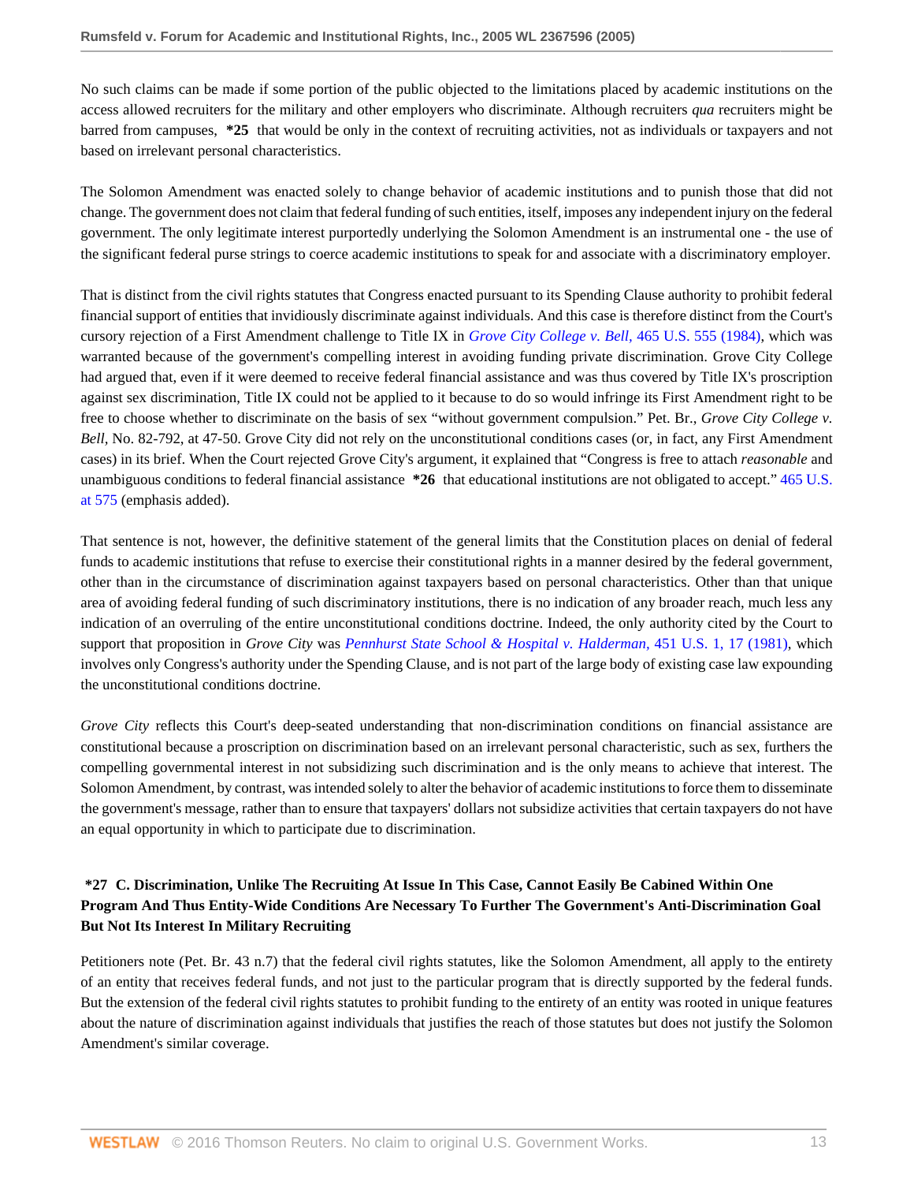No such claims can be made if some portion of the public objected to the limitations placed by academic institutions on the access allowed recruiters for the military and other employers who discriminate. Although recruiters *qua* recruiters might be barred from campuses, **\*25** that would be only in the context of recruiting activities, not as individuals or taxpayers and not based on irrelevant personal characteristics.

The Solomon Amendment was enacted solely to change behavior of academic institutions and to punish those that did not change. The government does not claim that federal funding of such entities, itself, imposes any independent injury on the federal government. The only legitimate interest purportedly underlying the Solomon Amendment is an instrumental one - the use of the significant federal purse strings to coerce academic institutions to speak for and associate with a discriminatory employer.

That is distinct from the civil rights statutes that Congress enacted pursuant to its Spending Clause authority to prohibit federal financial support of entities that invidiously discriminate against individuals. And this case is therefore distinct from the Court's cursory rejection of a First Amendment challenge to Title IX in *Grove City College v. Bell,* 465 U.S. 555 (1984), which was warranted because of the government's compelling interest in avoiding funding private discrimination. Grove City College had argued that, even if it were deemed to receive federal financial assistance and was thus covered by Title IX's proscription against sex discrimination, Title IX could not be applied to it because to do so would infringe its First Amendment right to be free to choose whether to discriminate on the basis of sex "without government compulsion." Pet. Br., *Grove City College v. Bell,* No. 82-792, at 47-50. Grove City did not rely on the unconstitutional conditions cases (or, in fact, any First Amendment cases) in its brief. When the Court rejected Grove City's argument, it explained that "Congress is free to attach *reasonable* and unambiguous conditions to federal financial assistance **\*26** that educational institutions are not obligated to accept." 465 U.S. at 575 (emphasis added).

That sentence is not, however, the definitive statement of the general limits that the Constitution places on denial of federal funds to academic institutions that refuse to exercise their constitutional rights in a manner desired by the federal government, other than in the circumstance of discrimination against taxpayers based on personal characteristics. Other than that unique area of avoiding federal funding of such discriminatory institutions, there is no indication of any broader reach, much less any indication of an overruling of the entire unconstitutional conditions doctrine. Indeed, the only authority cited by the Court to support that proposition in *Grove City* was *Pennhurst State School & Hospital v. Halderman,* 451 U.S. 1, 17 (1981), which involves only Congress's authority under the Spending Clause, and is not part of the large body of existing case law expounding the unconstitutional conditions doctrine.

*Grove City* reflects this Court's deep-seated understanding that non-discrimination conditions on financial assistance are constitutional because a proscription on discrimination based on an irrelevant personal characteristic, such as sex, furthers the compelling governmental interest in not subsidizing such discrimination and is the only means to achieve that interest. The Solomon Amendment, by contrast, was intended solely to alter the behavior of academic institutions to force them to disseminate the government's message, rather than to ensure that taxpayers' dollars not subsidize activities that certain taxpayers do not have an equal opportunity in which to participate due to discrimination.

### \*27 C. Discrimination, Unlike The Recruiting At Issue In This Case, Cannot Easily Be Cabined Within One Program And Thus Entity-Wide Conditions Are Necessary To Further The Government's Anti-Discrimination Goal But Not Its Interest In Military Recruiting

Petitioners note (Pet. Br. 43 n.7) that the federal civil rights statutes, like the Solomon Amendment, all apply to the entirety of an entity that receives federal funds, and not just to the particular program that is directly supported by the federal funds. But the extension of the federal civil rights statutes to prohibit funding to the entirety of an entity was rooted in unique features about the nature of discrimination against individuals that justifies the reach of those statutes but does not justify the Solomon Amendment's similar coverage.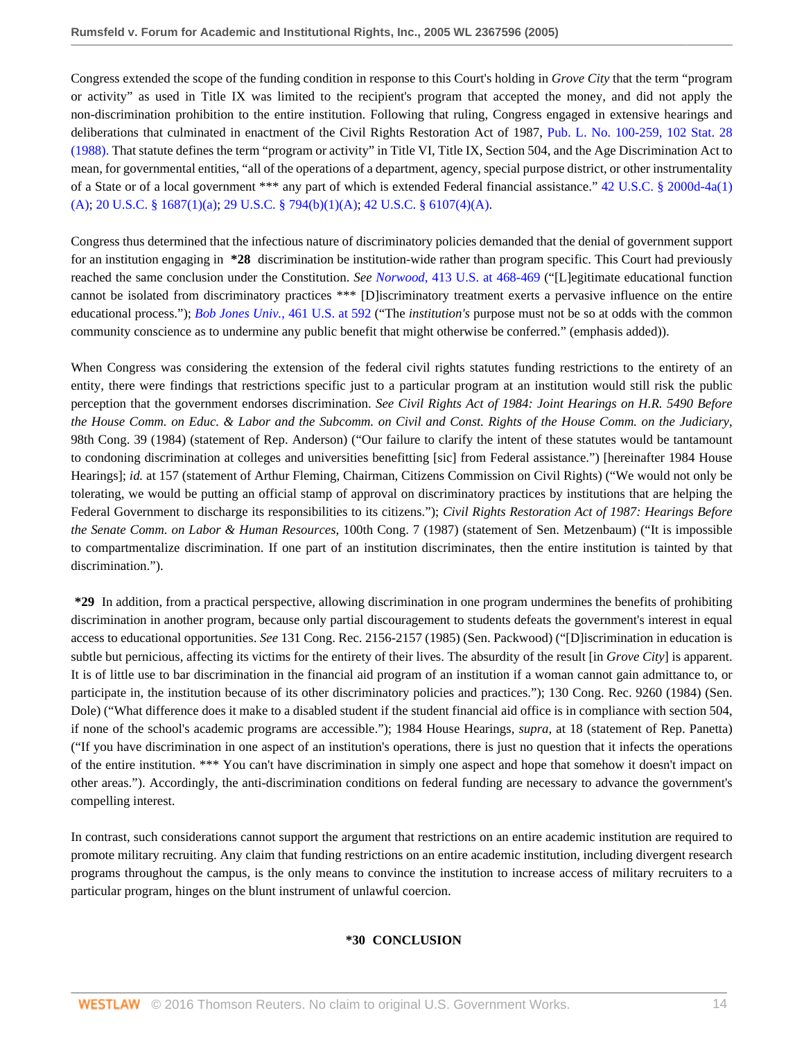Congress extended the scope of the funding condition in response to this Court's holding in *Grove City* that the term "program or activity" as used in Title IX was limited to the recipient's program that accepted the money, and did not apply the non-discrimination prohibition to the entire institution. Following that ruling, Congress engaged in extensive hearings and deliberations that culminated in enactment of the Civil Rights Restoration Act of 1987, Pub. L. No. 100-259, 102 Stat. 28 (1988). That statute defines the term "program or activity" in Title VI, Title IX, Section 504, and the Age Discrimination Act to mean, for governmental entities, "all of the operations of a department, agency, special purpose district, or other instrumentality of a State or of a local government *** any part of which is extended Federal financial assistance." 42 U.S.C. § 2000d-4a(1)(A); 20 U.S.C. § 1687(1)(a); 29 U.S.C. § 794(b)(1)(A); 42 U.S.C. § 6107(4)(A).

Congress thus determined that the infectious nature of discriminatory policies demanded that the denial of government support for an institution engaging in **\*28** discrimination be institution-wide rather than program specific. This Court had previously reached the same conclusion under the Constitution. *See Norwood*, 413 U.S. at 468-469 ("[L]egitimate educational function cannot be isolated from discriminatory practices *** [D]iscriminatory treatment exerts a pervasive influence on the entire educational process."); *Bob Jones Univ.*, 461 U.S. at 592 ("The *institution's* purpose must not be so at odds with the common community conscience as to undermine any public benefit that might otherwise be conferred." (emphasis added)).

When Congress was considering the extension of the federal civil rights statutes funding restrictions to the entirety of an entity, there were findings that restrictions specific just to a particular program at an institution would still risk the public perception that the government endorses discrimination. *See Civil Rights Act of 1984: Joint Hearings on H.R. 5490 Before the House Comm. on Educ. & Labor and the Subcomm. on Civil and Const. Rights of the House Comm. on the Judiciary*, 98th Cong. 39 (1984) (statement of Rep. Anderson) ("Our failure to clarify the intent of these statutes would be tantamount to condoning discrimination at colleges and universities benefitting [sic] from Federal assistance.") [hereinafter 1984 House Hearings]; *id.* at 157 (statement of Arthur Fleming, Chairman, Citizens Commission on Civil Rights) ("We would not only be tolerating, we would be putting an official stamp of approval on discriminatory practices by institutions that are helping the Federal Government to discharge its responsibilities to its citizens."); *Civil Rights Restoration Act of 1987: Hearings Before the Senate Comm. on Labor & Human Resources*, 100th Cong. 7 (1987) (statement of Sen. Metzenbaum) ("It is impossible to compartmentalize discrimination. If one part of an institution discriminates, then the entire institution is tainted by that discrimination.").

**\*29** In addition, from a practical perspective, allowing discrimination in one program undermines the benefits of prohibiting discrimination in another program, because only partial discouragement to students defeats the government's interest in equal access to educational opportunities. *See* 131 Cong. Rec. 2156-2157 (1985) (Sen. Packwood) ("[D]iscrimination in education is subtle but pernicious, affecting its victims for the entirety of their lives. The absurdity of the result [in *Grove City*] is apparent. It is of little use to bar discrimination in the financial aid program of an institution if a woman cannot gain admittance to, or participate in, the institution because of its other discriminatory policies and practices."); 130 Cong. Rec. 9260 (1984) (Sen. Dole) ("What difference does it make to a disabled student if the student financial aid office is in compliance with section 504, if none of the school's academic programs are accessible."); 1984 House Hearings, *supra*, at 18 (statement of Rep. Panetta) ("If you have discrimination in one aspect of an institution's operations, there is just no question that it infects the operations of the entire institution. *** You can't have discrimination in simply one aspect and hope that somehow it doesn't impact on other areas."). Accordingly, the anti-discrimination conditions on federal funding are necessary to advance the government's compelling interest.

In contrast, such considerations cannot support the argument that restrictions on an entire academic institution are required to promote military recruiting. Any claim that funding restrictions on an entire academic institution, including divergent research programs throughout the campus, is the only means to convince the institution to increase access of military recruiters to a particular program, hinges on the blunt instrument of unlawful coercion.

## \*30 CONCLUSION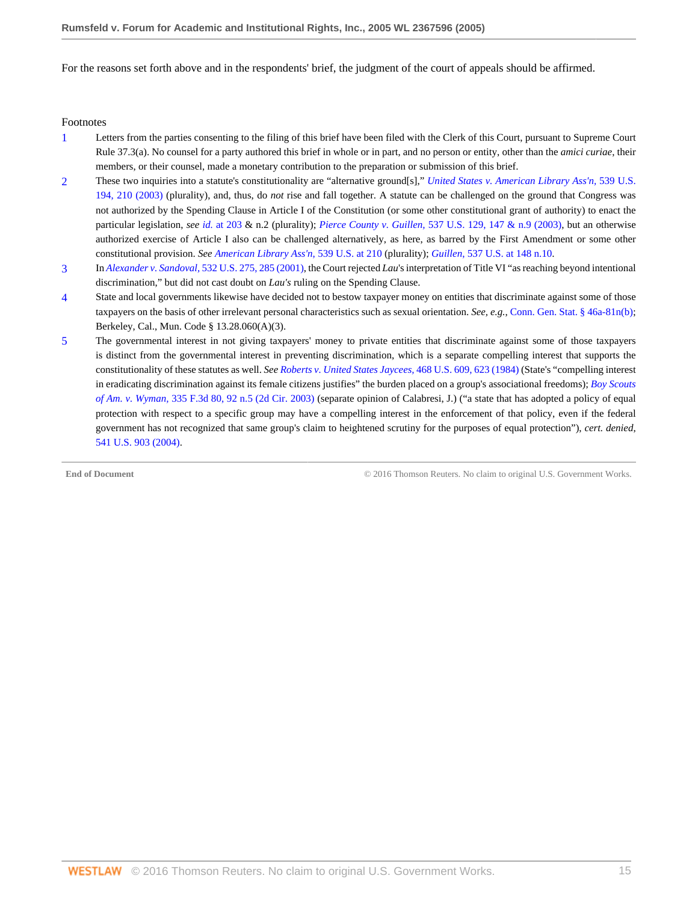For the reasons set forth above and in the respondents' brief, the judgment of the court of appeals should be affirmed.

Footnotes

1 Letters from the parties consenting to the filing of this brief have been filed with the Clerk of this Court, pursuant to Supreme Court Rule 37.3(a). No counsel for a party authored this brief in whole or in part, and no person or entity, other than the *amici curiae*, their members, or their counsel, made a monetary contribution to the preparation or submission of this brief.

2 These two inquiries into a statute's constitutionality are "alternative ground[s]," *United States v. American Library Ass'n,* 539 U.S. 194, 210 (2003) (plurality), and, thus, do *not* rise and fall together. A statute can be challenged on the ground that Congress was not authorized by the Spending Clause in Article I of the Constitution (or some other constitutional grant of authority) to enact the particular legislation, *see id.* at 203 & n.2 (plurality); *Pierce County v. Guillen,* 537 U.S. 129, 147 & n.9 (2003), but an otherwise authorized exercise of Article I also can be challenged alternatively, as here, as barred by the First Amendment or some other constitutional provision. *See American Library Ass'n,* 539 U.S. at 210 (plurality); *Guillen,* 537 U.S. at 148 n.10.

3 In *Alexander v. Sandoval,* 532 U.S. 275, 285 (2001), the Court rejected *Lau*'s interpretation of Title VI "as reaching beyond intentional discrimination," but did not cast doubt on *Lau's* ruling on the Spending Clause.

4 State and local governments likewise have decided not to bestow taxpayer money on entities that discriminate against some of those taxpayers on the basis of other irrelevant personal characteristics such as sexual orientation. *See, e.g.,* Conn. Gen. Stat. § 46a-81n(b); Berkeley, Cal., Mun. Code § 13.28.060(A)(3).

5 The governmental interest in not giving taxpayers' money to private entities that discriminate against some of those taxpayers is distinct from the governmental interest in preventing discrimination, which is a separate compelling interest that supports the constitutionality of these statutes as well. *See Roberts v. United States Jaycees,* 468 U.S. 609, 623 (1984) (State's "compelling interest in eradicating discrimination against its female citizens justifies" the burden placed on a group's associational freedoms); *Boy Scouts of Am. v. Wyman,* 335 F.3d 80, 92 n.5 (2d Cir. 2003) (separate opinion of Calabresi, J.) ("a state that has adopted a policy of equal protection with respect to a specific group may have a compelling interest in the enforcement of that policy, even if the federal government has not recognized that same group's claim to heightened scrutiny for the purposes of equal protection"), *cert. denied,* 541 U.S. 903 (2004).

End of Document